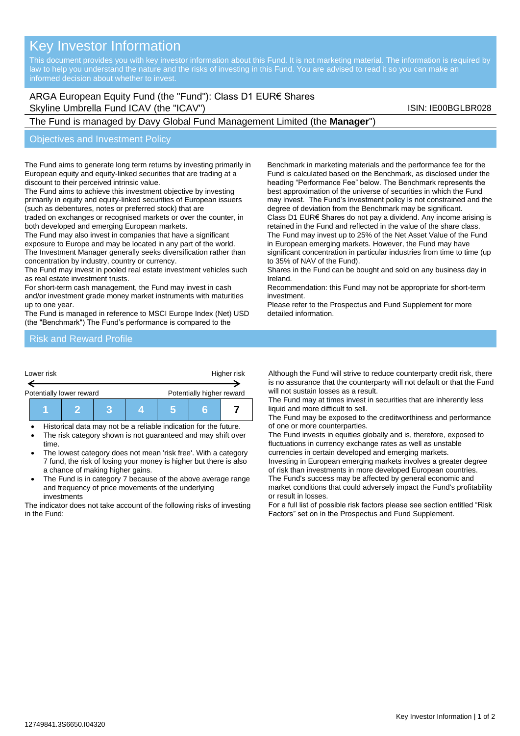# Key Investor Information

This document provides you with key investor information about this Fund. It is not marketing material. The information is required by law to help you understand the nature and the risks of investing in this Fund. You are advised to read it so you can make an informed decision about whether to invest.

ARGA European Equity Fund (the "Fund"): Class D1 EUR€ Shares
Skyline Umbrella Fund ICAV (the "ICAV")

ISIN: IE00BGLBR028

The Fund is managed by Davy Global Fund Management Limited (the **Manager**")

## Objectives and Investment Policy

The Fund aims to generate long term returns by investing primarily in European equity and equity-linked securities that are trading at a discount to their perceived intrinsic value.
The Fund aims to achieve this investment objective by investing primarily in equity and equity-linked securities of European issuers (such as debentures, notes or preferred stock) that are
traded on exchanges or recognised markets or over the counter, in both developed and emerging European markets.
The Fund may also invest in companies that have a significant exposure to Europe and may be located in any part of the world.
The Investment Manager generally seeks diversification rather than concentration by industry, country or currency.
The Fund may invest in pooled real estate investment vehicles such as real estate investment trusts.
For short-term cash management, the Fund may invest in cash and/or investment grade money market instruments with maturities up to one year.
The Fund is managed in reference to MSCI Europe Index (Net) USD (the "Benchmark") The Fund's performance is compared to the Benchmark in marketing materials and the performance fee for the Fund is calculated based on the Benchmark, as disclosed under the heading "Performance Fee" below. The Benchmark represents the best approximation of the universe of securities in which the Fund may invest. The Fund's investment policy is not constrained and the degree of deviation from the Benchmark may be significant.
Class D1 EUR€ Shares do not pay a dividend. Any income arising is retained in the Fund and reflected in the value of the share class.
The Fund may invest up to 25% of the Net Asset Value of the Fund in European emerging markets. However, the Fund may have significant concentration in particular industries from time to time (up to 35% of NAV of the Fund).
Shares in the Fund can be bought and sold on any business day in Ireland.
Recommendation: this Fund may not be appropriate for short-term investment.
Please refer to the Prospectus and Fund Supplement for more detailed information.

## Risk and Reward Profile

| Lower risk | | | | | | Higher risk |
|---|---|---|---|---|---|---|
| Potentially lower reward | | | | | | Potentially higher reward |
| 1 | 2 | 3 | 4 | 5 | 6 | **7** |

- Historical data may not be a reliable indication for the future.
- The risk category shown is not guaranteed and may shift over time.
- The lowest category does not mean 'risk free'. With a category 7 fund, the risk of losing your money is higher but there is also a chance of making higher gains.
- The Fund is in category 7 because of the above average range and frequency of price movements of the underlying investments

The indicator does not take account of the following risks of investing in the Fund:

Although the Fund will strive to reduce counterparty credit risk, there is no assurance that the counterparty will not default or that the Fund will not sustain losses as a result.
The Fund may at times invest in securities that are inherently less liquid and more difficult to sell.
The Fund may be exposed to the creditworthiness and performance of one or more counterparties.
The Fund invests in equities globally and is, therefore, exposed to fluctuations in currency exchange rates as well as unstable currencies in certain developed and emerging markets.
Investing in European emerging markets involves a greater degree of risk than investments in more developed European countries.
The Fund's success may be affected by general economic and market conditions that could adversely impact the Fund's profitability or result in losses.
For a full list of possible risk factors please see section entitled "Risk Factors" set on in the Prospectus and Fund Supplement.

12749841.3S6650.I04320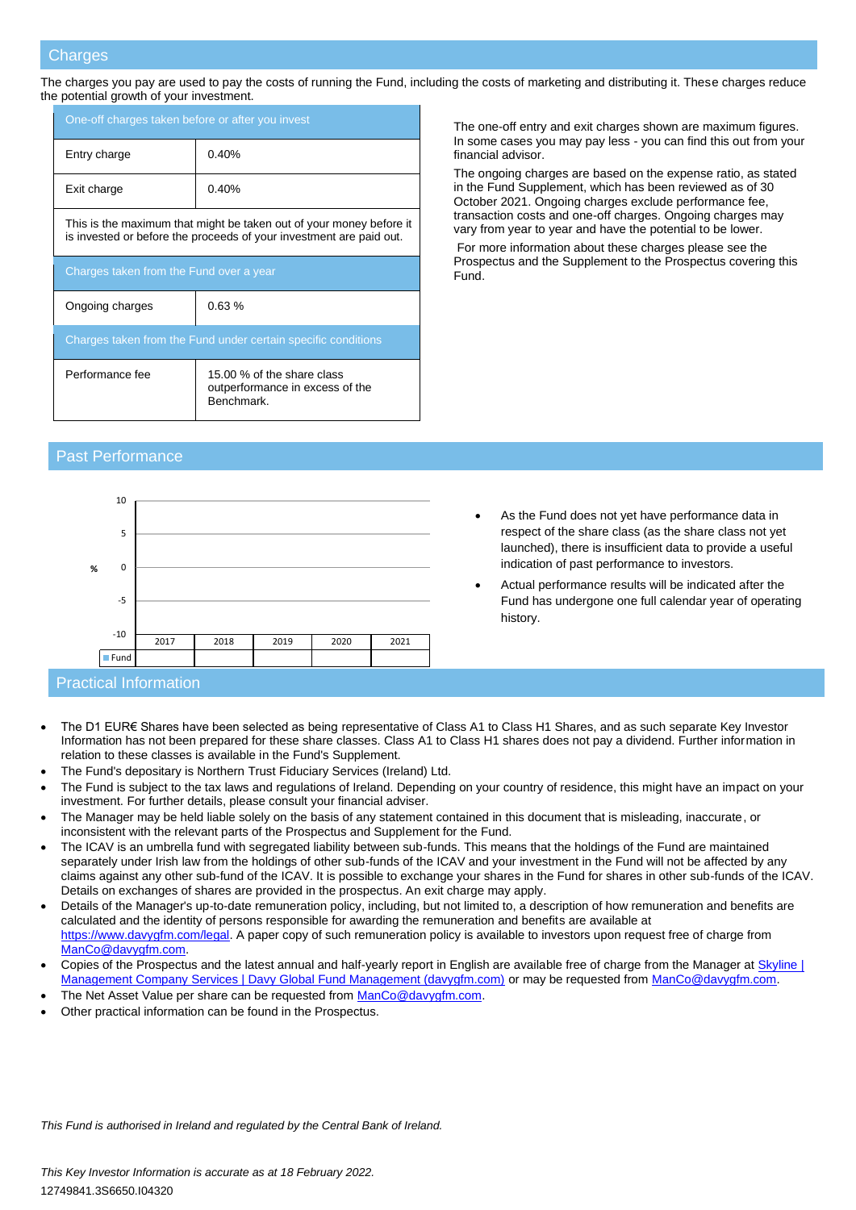## Charges

The charges you pay are used to pay the costs of running the Fund, including the costs of marketing and distributing it. These charges reduce the potential growth of your investment.

| One-off charges taken before or after you invest | |
|---|---|
| Entry charge | 0.40% |
| Exit charge | 0.40% |
| This is the maximum that might be taken out of your money before it is invested or before the proceeds of your investment are paid out. | |
| **Charges taken from the Fund over a year** | |
| Ongoing charges | 0.63 % |
| **Charges taken from the Fund under certain specific conditions** | |
| Performance fee | 15.00 % of the share class outperformance in excess of the Benchmark. |

The one-off entry and exit charges shown are maximum figures. In some cases you may pay less - you can find this out from your financial advisor.

The ongoing charges are based on the expense ratio, as stated in the Fund Supplement, which has been reviewed as of 30 October 2021. Ongoing charges exclude performance fee, transaction costs and one-off charges. Ongoing charges may vary from year to year and have the potential to be lower.

For more information about these charges please see the Prospectus and the Supplement to the Prospectus covering this Fund.

## Past Performance

10
5
%
0
-5
-10
2017
2018
2019
2020
2021
Fund

- As the Fund does not yet have performance data in respect of the share class (as the share class not yet launched), there is insufficient data to provide a useful indication of past performance to investors.
- Actual performance results will be indicated after the Fund has undergone one full calendar year of operating history.

## Practical Information

- The D1 EUR€ Shares have been selected as being representative of Class A1 to Class H1 Shares, and as such separate Key Investor Information has not been prepared for these share classes. Class A1 to Class H1 shares does not pay a dividend. Further information in relation to these classes is available in the Fund's Supplement.
- The Fund's depositary is Northern Trust Fiduciary Services (Ireland) Ltd.
- The Fund is subject to the tax laws and regulations of Ireland. Depending on your country of residence, this might have an impact on your investment. For further details, please consult your financial adviser.
- The Manager may be held liable solely on the basis of any statement contained in this document that is misleading, inaccurate, or inconsistent with the relevant parts of the Prospectus and Supplement for the Fund.
- The ICAV is an umbrella fund with segregated liability between sub-funds. This means that the holdings of the Fund are maintained separately under Irish law from the holdings of other sub-funds of the ICAV and your investment in the Fund will not be affected by any claims against any other sub-fund of the ICAV. It is possible to exchange your shares in the Fund for shares in other sub-funds of the ICAV. Details on exchanges of shares are provided in the prospectus. An exit charge may apply.
- Details of the Manager's up-to-date remuneration policy, including, but not limited to, a description of how remuneration and benefits are calculated and the identity of persons responsible for awarding the remuneration and benefits are available at https://www.davygfm.com/legal. A paper copy of such remuneration policy is available to investors upon request free of charge from ManCo@davygfm.com.
- Copies of the Prospectus and the latest annual and half-yearly report in English are available free of charge from the Manager at Skyline | Management Company Services | Davy Global Fund Management (davygfm.com) or may be requested from ManCo@davygfm.com.
- The Net Asset Value per share can be requested from ManCo@davygfm.com.
- Other practical information can be found in the Prospectus.

*This Fund is authorised in Ireland and regulated by the Central Bank of Ireland.*

*This Key Investor Information is accurate as at 18 February 2022.*

12749841.3S6650.I04320